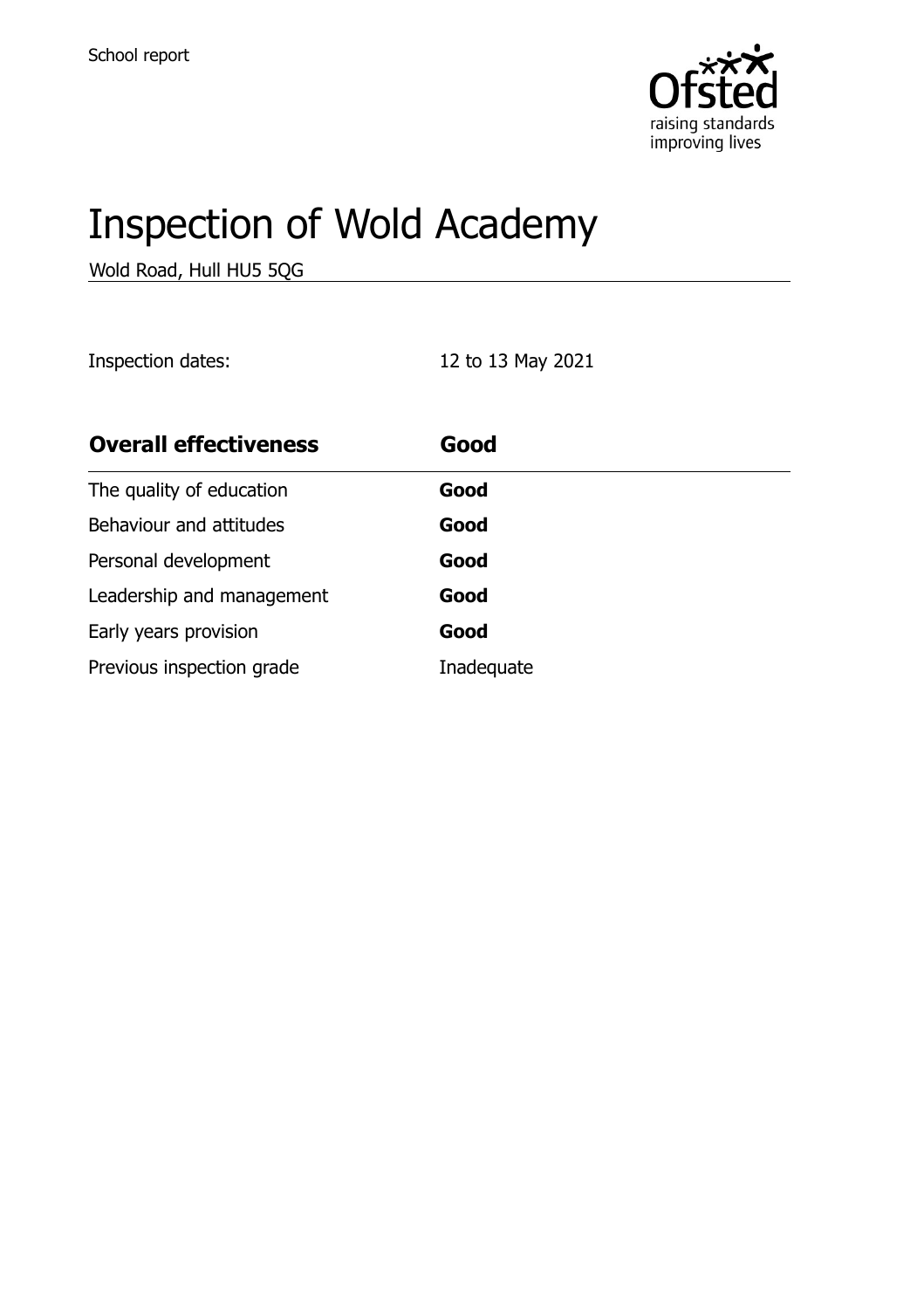School report

# Inspection of Wold Academy

Wold Road, Hull HU5 5QG

Inspection dates: 12 to 13 May 2021

| **Overall effectiveness** | **Good** |
| --- | --- |
| The quality of education | **Good** |
| Behaviour and attitudes | **Good** |
| Personal development | **Good** |
| Leadership and management | **Good** |
| Early years provision | **Good** |
| Previous inspection grade | Inadequate |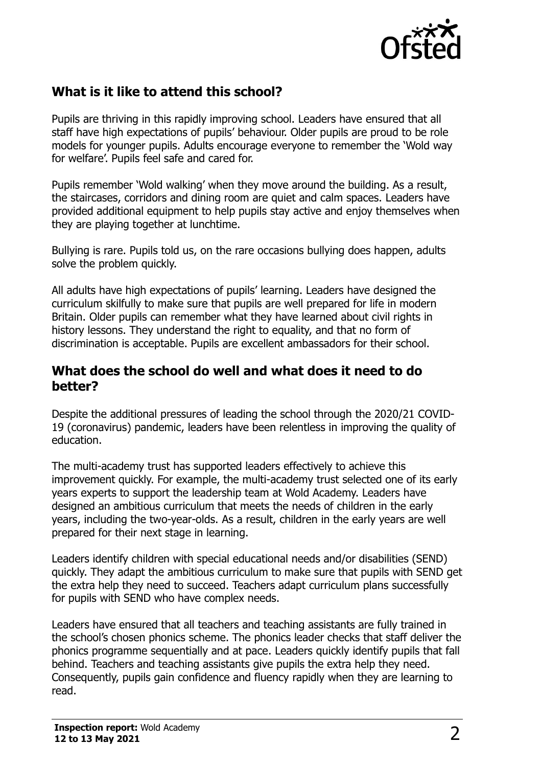## What is it like to attend this school?

Pupils are thriving in this rapidly improving school. Leaders have ensured that all staff have high expectations of pupils' behaviour. Older pupils are proud to be role models for younger pupils. Adults encourage everyone to remember the 'Wold way for welfare'. Pupils feel safe and cared for.

Pupils remember 'Wold walking' when they move around the building. As a result, the staircases, corridors and dining room are quiet and calm spaces. Leaders have provided additional equipment to help pupils stay active and enjoy themselves when they are playing together at lunchtime.

Bullying is rare. Pupils told us, on the rare occasions bullying does happen, adults solve the problem quickly.

All adults have high expectations of pupils' learning. Leaders have designed the curriculum skilfully to make sure that pupils are well prepared for life in modern Britain. Older pupils can remember what they have learned about civil rights in history lessons. They understand the right to equality, and that no form of discrimination is acceptable. Pupils are excellent ambassadors for their school.

## What does the school do well and what does it need to do better?

Despite the additional pressures of leading the school through the 2020/21 COVID-19 (coronavirus) pandemic, leaders have been relentless in improving the quality of education.

The multi-academy trust has supported leaders effectively to achieve this improvement quickly. For example, the multi-academy trust selected one of its early years experts to support the leadership team at Wold Academy. Leaders have designed an ambitious curriculum that meets the needs of children in the early years, including the two-year-olds. As a result, children in the early years are well prepared for their next stage in learning.

Leaders identify children with special educational needs and/or disabilities (SEND) quickly. They adapt the ambitious curriculum to make sure that pupils with SEND get the extra help they need to succeed. Teachers adapt curriculum plans successfully for pupils with SEND who have complex needs.

Leaders have ensured that all teachers and teaching assistants are fully trained in the school's chosen phonics scheme. The phonics leader checks that staff deliver the phonics programme sequentially and at pace. Leaders quickly identify pupils that fall behind. Teachers and teaching assistants give pupils the extra help they need. Consequently, pupils gain confidence and fluency rapidly when they are learning to read.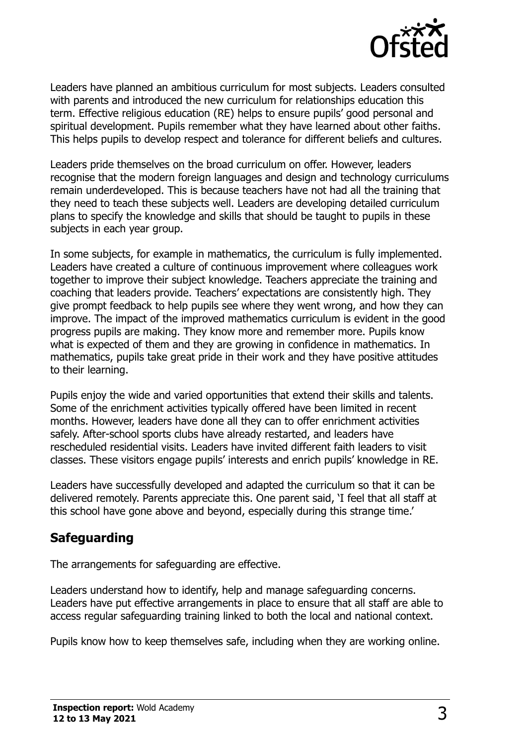Leaders have planned an ambitious curriculum for most subjects. Leaders consulted with parents and introduced the new curriculum for relationships education this term. Effective religious education (RE) helps to ensure pupils' good personal and spiritual development. Pupils remember what they have learned about other faiths. This helps pupils to develop respect and tolerance for different beliefs and cultures.

Leaders pride themselves on the broad curriculum on offer. However, leaders recognise that the modern foreign languages and design and technology curriculums remain underdeveloped. This is because teachers have not had all the training that they need to teach these subjects well. Leaders are developing detailed curriculum plans to specify the knowledge and skills that should be taught to pupils in these subjects in each year group.

In some subjects, for example in mathematics, the curriculum is fully implemented. Leaders have created a culture of continuous improvement where colleagues work together to improve their subject knowledge. Teachers appreciate the training and coaching that leaders provide. Teachers' expectations are consistently high. They give prompt feedback to help pupils see where they went wrong, and how they can improve. The impact of the improved mathematics curriculum is evident in the good progress pupils are making. They know more and remember more. Pupils know what is expected of them and they are growing in confidence in mathematics. In mathematics, pupils take great pride in their work and they have positive attitudes to their learning.

Pupils enjoy the wide and varied opportunities that extend their skills and talents. Some of the enrichment activities typically offered have been limited in recent months. However, leaders have done all they can to offer enrichment activities safely. After-school sports clubs have already restarted, and leaders have rescheduled residential visits. Leaders have invited different faith leaders to visit classes. These visitors engage pupils' interests and enrich pupils' knowledge in RE.

Leaders have successfully developed and adapted the curriculum so that it can be delivered remotely. Parents appreciate this. One parent said, 'I feel that all staff at this school have gone above and beyond, especially during this strange time.'

## Safeguarding

The arrangements for safeguarding are effective.

Leaders understand how to identify, help and manage safeguarding concerns. Leaders have put effective arrangements in place to ensure that all staff are able to access regular safeguarding training linked to both the local and national context.

Pupils know how to keep themselves safe, including when they are working online.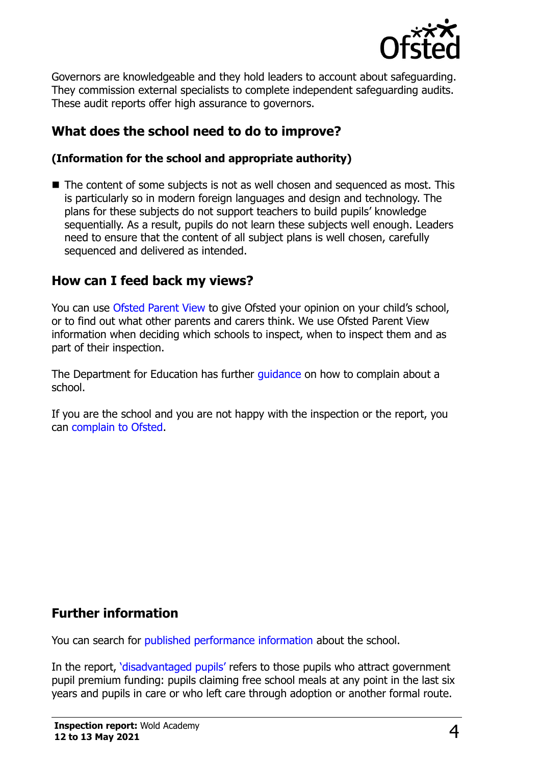Governors are knowledgeable and they hold leaders to account about safeguarding. They commission external specialists to complete independent safeguarding audits. These audit reports offer high assurance to governors.

## What does the school need to do to improve?

**(Information for the school and appropriate authority)**

- The content of some subjects is not as well chosen and sequenced as most. This is particularly so in modern foreign languages and design and technology. The plans for these subjects do not support teachers to build pupils' knowledge sequentially. As a result, pupils do not learn these subjects well enough. Leaders need to ensure that the content of all subject plans is well chosen, carefully sequenced and delivered as intended.

## How can I feed back my views?

You can use Ofsted Parent View to give Ofsted your opinion on your child's school, or to find out what other parents and carers think. We use Ofsted Parent View information when deciding which schools to inspect, when to inspect them and as part of their inspection.

The Department for Education has further guidance on how to complain about a school.

If you are the school and you are not happy with the inspection or the report, you can complain to Ofsted.

## Further information

You can search for published performance information about the school.

In the report, 'disadvantaged pupils' refers to those pupils who attract government pupil premium funding: pupils claiming free school meals at any point in the last six years and pupils in care or who left care through adoption or another formal route.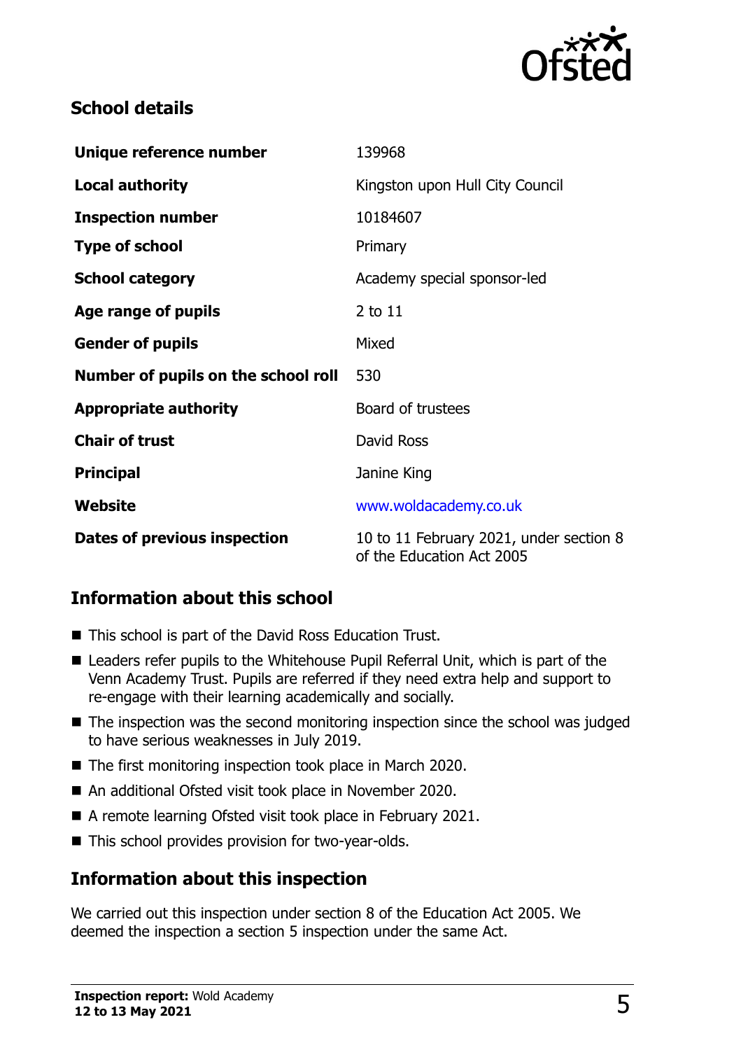## School details

| | |
|---|---|
| **Unique reference number** | 139968 |
| **Local authority** | Kingston upon Hull City Council |
| **Inspection number** | 10184607 |
| **Type of school** | Primary |
| **School category** | Academy special sponsor-led |
| **Age range of pupils** | 2 to 11 |
| **Gender of pupils** | Mixed |
| **Number of pupils on the school roll** | 530 |
| **Appropriate authority** | Board of trustees |
| **Chair of trust** | David Ross |
| **Principal** | Janine King |
| **Website** | www.woldacademy.co.uk |
| **Dates of previous inspection** | 10 to 11 February 2021, under section 8 of the Education Act 2005 |

## Information about this school

- This school is part of the David Ross Education Trust.
- Leaders refer pupils to the Whitehouse Pupil Referral Unit, which is part of the Venn Academy Trust. Pupils are referred if they need extra help and support to re-engage with their learning academically and socially.
- The inspection was the second monitoring inspection since the school was judged to have serious weaknesses in July 2019.
- The first monitoring inspection took place in March 2020.
- An additional Ofsted visit took place in November 2020.
- A remote learning Ofsted visit took place in February 2021.
- This school provides provision for two-year-olds.

## Information about this inspection

We carried out this inspection under section 8 of the Education Act 2005. We deemed the inspection a section 5 inspection under the same Act.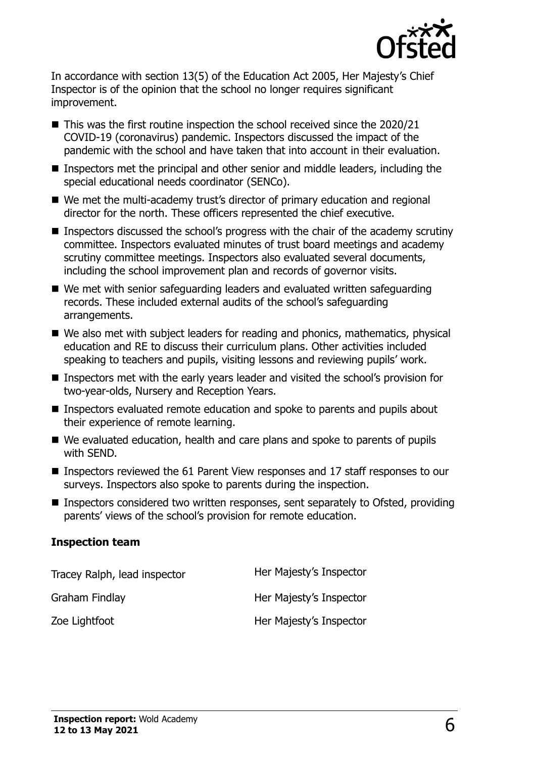In accordance with section 13(5) of the Education Act 2005, Her Majesty's Chief Inspector is of the opinion that the school no longer requires significant improvement.

- This was the first routine inspection the school received since the 2020/21 COVID-19 (coronavirus) pandemic. Inspectors discussed the impact of the pandemic with the school and have taken that into account in their evaluation.
- Inspectors met the principal and other senior and middle leaders, including the special educational needs coordinator (SENCo).
- We met the multi-academy trust's director of primary education and regional director for the north. These officers represented the chief executive.
- Inspectors discussed the school's progress with the chair of the academy scrutiny committee. Inspectors evaluated minutes of trust board meetings and academy scrutiny committee meetings. Inspectors also evaluated several documents, including the school improvement plan and records of governor visits.
- We met with senior safeguarding leaders and evaluated written safeguarding records. These included external audits of the school's safeguarding arrangements.
- We also met with subject leaders for reading and phonics, mathematics, physical education and RE to discuss their curriculum plans. Other activities included speaking to teachers and pupils, visiting lessons and reviewing pupils' work.
- Inspectors met with the early years leader and visited the school's provision for two-year-olds, Nursery and Reception Years.
- Inspectors evaluated remote education and spoke to parents and pupils about their experience of remote learning.
- We evaluated education, health and care plans and spoke to parents of pupils with SEND.
- Inspectors reviewed the 61 Parent View responses and 17 staff responses to our surveys. Inspectors also spoke to parents during the inspection.
- Inspectors considered two written responses, sent separately to Ofsted, providing parents' views of the school's provision for remote education.

**Inspection team**

| | |
|---|---|
| Tracey Ralph, lead inspector | Her Majesty's Inspector |
| Graham Findlay | Her Majesty's Inspector |
| Zoe Lightfoot | Her Majesty's Inspector |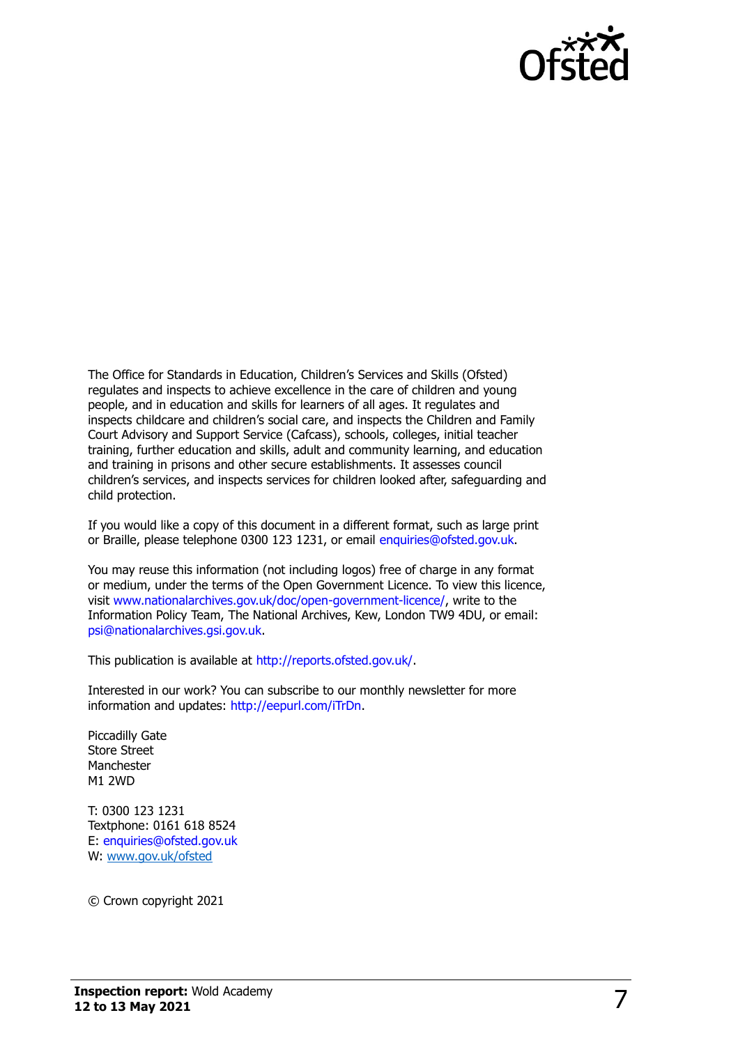The Office for Standards in Education, Children's Services and Skills (Ofsted) regulates and inspects to achieve excellence in the care of children and young people, and in education and skills for learners of all ages. It regulates and inspects childcare and children's social care, and inspects the Children and Family Court Advisory and Support Service (Cafcass), schools, colleges, initial teacher training, further education and skills, adult and community learning, and education and training in prisons and other secure establishments. It assesses council children's services, and inspects services for children looked after, safeguarding and child protection.

If you would like a copy of this document in a different format, such as large print or Braille, please telephone 0300 123 1231, or email enquiries@ofsted.gov.uk.

You may reuse this information (not including logos) free of charge in any format or medium, under the terms of the Open Government Licence. To view this licence, visit www.nationalarchives.gov.uk/doc/open-government-licence/, write to the Information Policy Team, The National Archives, Kew, London TW9 4DU, or email: psi@nationalarchives.gsi.gov.uk.

This publication is available at http://reports.ofsted.gov.uk/.

Interested in our work? You can subscribe to our monthly newsletter for more information and updates: http://eepurl.com/iTrDn.

Piccadilly Gate
Store Street
Manchester
M1 2WD

T: 0300 123 1231
Textphone: 0161 618 8524
E: enquiries@ofsted.gov.uk
W: www.gov.uk/ofsted

© Crown copyright 2021